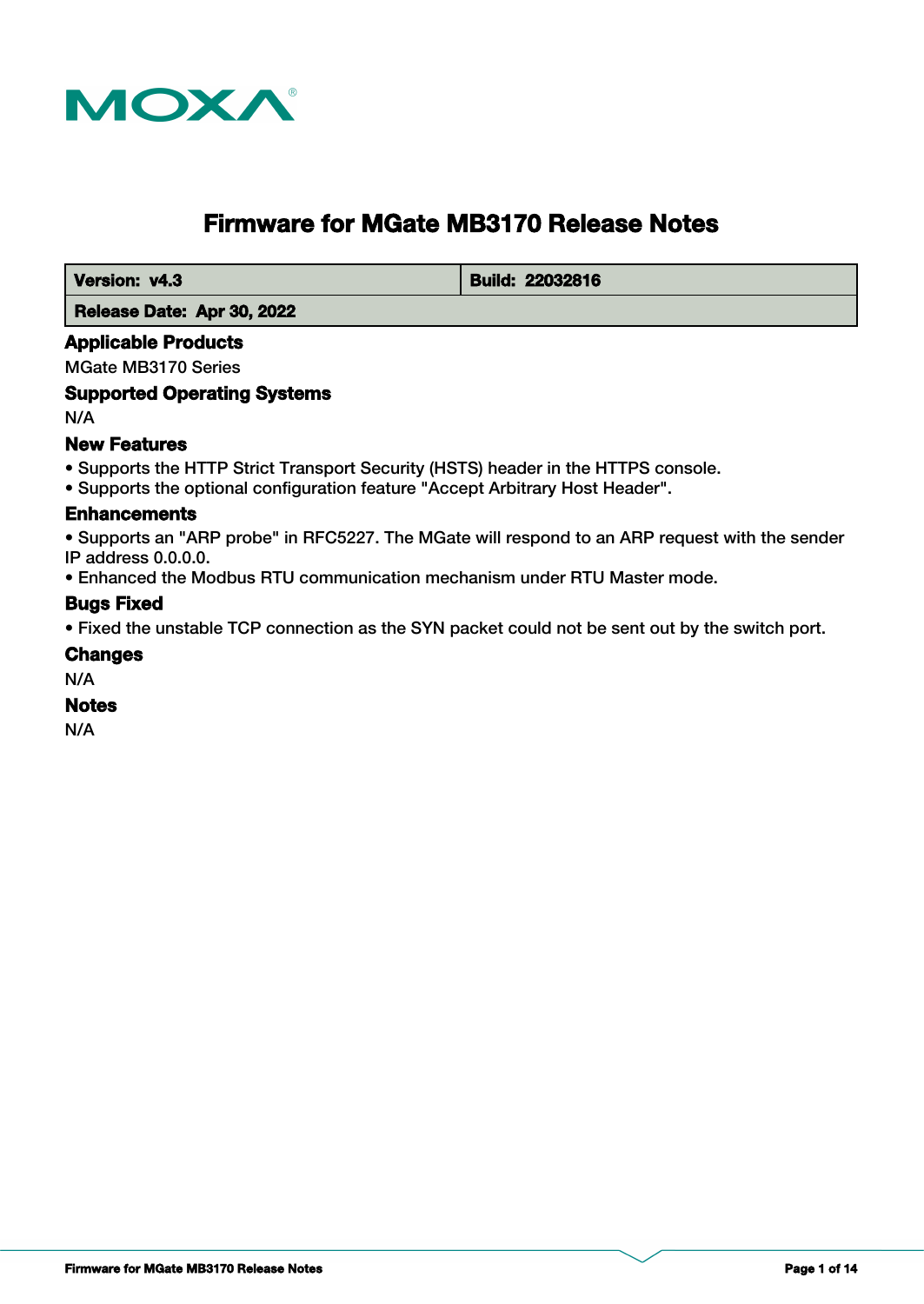# Firmware for MGate MB3170 Release Notes

| Version: v4.3 | Build: 22032816 |
| --- | --- |
| Release Date: Apr 30, 2022 | |

### Applicable Products

MGate MB3170 Series

### Supported Operating Systems

N/A

### New Features

• Supports the HTTP Strict Transport Security (HSTS) header in the HTTPS console.
• Supports the optional configuration feature "Accept Arbitrary Host Header".

### Enhancements

• Supports an "ARP probe" in RFC5227. The MGate will respond to an ARP request with the sender IP address 0.0.0.0.
• Enhanced the Modbus RTU communication mechanism under RTU Master mode.

### Bugs Fixed

• Fixed the unstable TCP connection as the SYN packet could not be sent out by the switch port.

### Changes

N/A

### Notes

N/A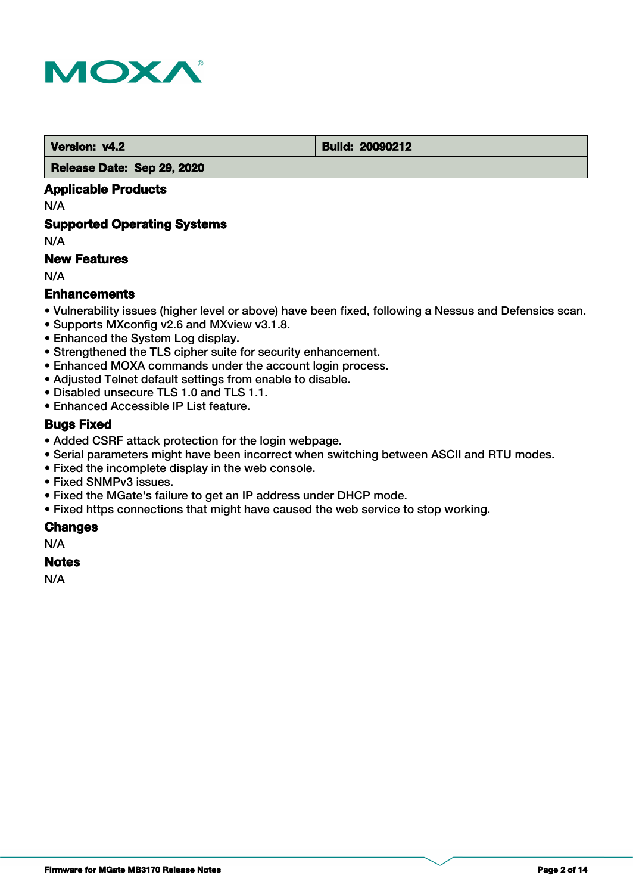| Version: v4.2 | Build: 20090212 |
| --- | --- |
| Release Date: Sep 29, 2020 | |

### Applicable Products

N/A

### Supported Operating Systems

N/A

### New Features

N/A

### Enhancements

- Vulnerability issues (higher level or above) have been fixed, following a Nessus and Defensics scan.
- Supports MXconfig v2.6 and MXview v3.1.8.
- Enhanced the System Log display.
- Strengthened the TLS cipher suite for security enhancement.
- Enhanced MOXA commands under the account login process.
- Adjusted Telnet default settings from enable to disable.
- Disabled unsecure TLS 1.0 and TLS 1.1.
- Enhanced Accessible IP List feature.

### Bugs Fixed

- Added CSRF attack protection for the login webpage.
- Serial parameters might have been incorrect when switching between ASCII and RTU modes.
- Fixed the incomplete display in the web console.
- Fixed SNMPv3 issues.
- Fixed the MGate's failure to get an IP address under DHCP mode.
- Fixed https connections that might have caused the web service to stop working.

### Changes

N/A

### Notes

N/A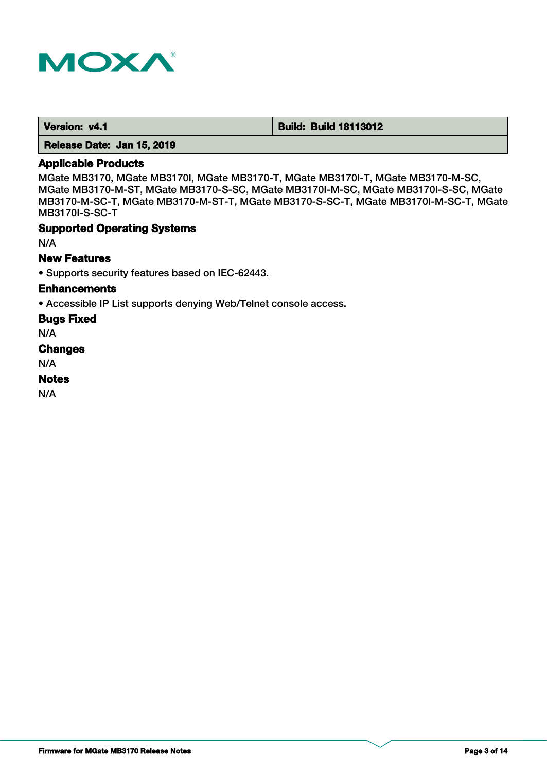| Version: v4.1 | Build: Build 18113012 |
| --- | --- |
| Release Date: Jan 15, 2019 | |

### Applicable Products

MGate MB3170, MGate MB3170I, MGate MB3170-T, MGate MB3170I-T, MGate MB3170-M-SC, MGate MB3170-M-ST, MGate MB3170-S-SC, MGate MB3170I-M-SC, MGate MB3170I-S-SC, MGate MB3170-M-SC-T, MGate MB3170-M-ST-T, MGate MB3170-S-SC-T, MGate MB3170I-M-SC-T, MGate MB3170I-S-SC-T

### Supported Operating Systems

N/A

### New Features

- Supports security features based on IEC-62443.

### Enhancements

- Accessible IP List supports denying Web/Telnet console access.

### Bugs Fixed

N/A

### Changes

N/A

### Notes

N/A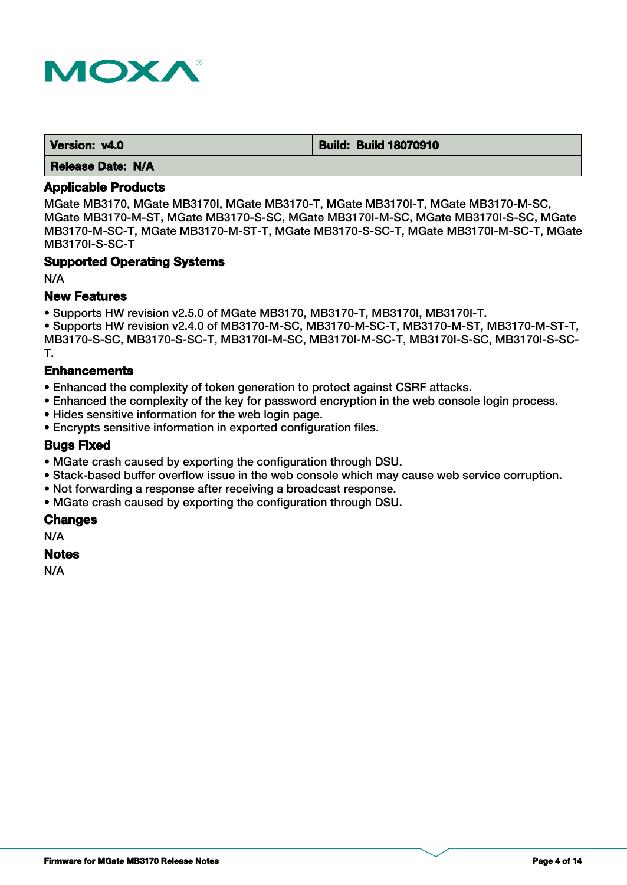| Version: v4.0 | Build: Build 18070910 |
| --- | --- |
| Release Date: N/A | |

## Applicable Products

MGate MB3170, MGate MB3170I, MGate MB3170-T, MGate MB3170I-T, MGate MB3170-M-SC, MGate MB3170-M-ST, MGate MB3170-S-SC, MGate MB3170I-M-SC, MGate MB3170I-S-SC, MGate MB3170-M-SC-T, MGate MB3170-M-ST-T, MGate MB3170-S-SC-T, MGate MB3170I-M-SC-T, MGate MB3170I-S-SC-T

## Supported Operating Systems

N/A

## New Features

- Supports HW revision v2.5.0 of MGate MB3170, MB3170-T, MB3170I, MB3170I-T.
- Supports HW revision v2.4.0 of MB3170-M-SC, MB3170-M-SC-T, MB3170-M-ST, MB3170-M-ST-T, MB3170-S-SC, MB3170-S-SC-T, MB3170I-M-SC, MB3170I-M-SC-T, MB3170I-S-SC, MB3170I-S-SC-T.

## Enhancements

- Enhanced the complexity of token generation to protect against CSRF attacks.
- Enhanced the complexity of the key for password encryption in the web console login process.
- Hides sensitive information for the web login page.
- Encrypts sensitive information in exported configuration files.

## Bugs Fixed

- MGate crash caused by exporting the configuration through DSU.
- Stack-based buffer overflow issue in the web console which may cause web service corruption.
- Not forwarding a response after receiving a broadcast response.
- MGate crash caused by exporting the configuration through DSU.

## Changes

N/A

## Notes

N/A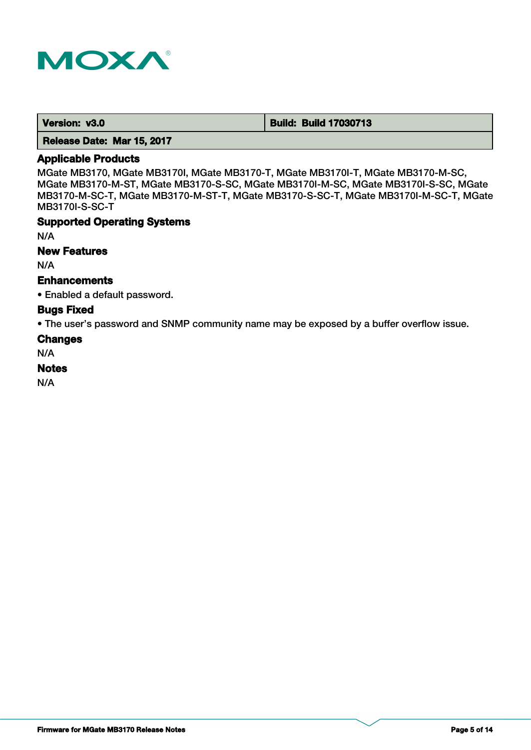| Version: v3.0 | Build: Build 17030713 |
|---|---|
| Release Date: Mar 15, 2017 | |

### Applicable Products

MGate MB3170, MGate MB3170I, MGate MB3170-T, MGate MB3170I-T, MGate MB3170-M-SC, MGate MB3170-M-ST, MGate MB3170-S-SC, MGate MB3170I-M-SC, MGate MB3170I-S-SC, MGate MB3170-M-SC-T, MGate MB3170-M-ST-T, MGate MB3170-S-SC-T, MGate MB3170I-M-SC-T, MGate MB3170I-S-SC-T

### Supported Operating Systems

N/A

### New Features

N/A

### Enhancements

• Enabled a default password.

### Bugs Fixed

• The user's password and SNMP community name may be exposed by a buffer overflow issue.

### Changes

N/A

### Notes

N/A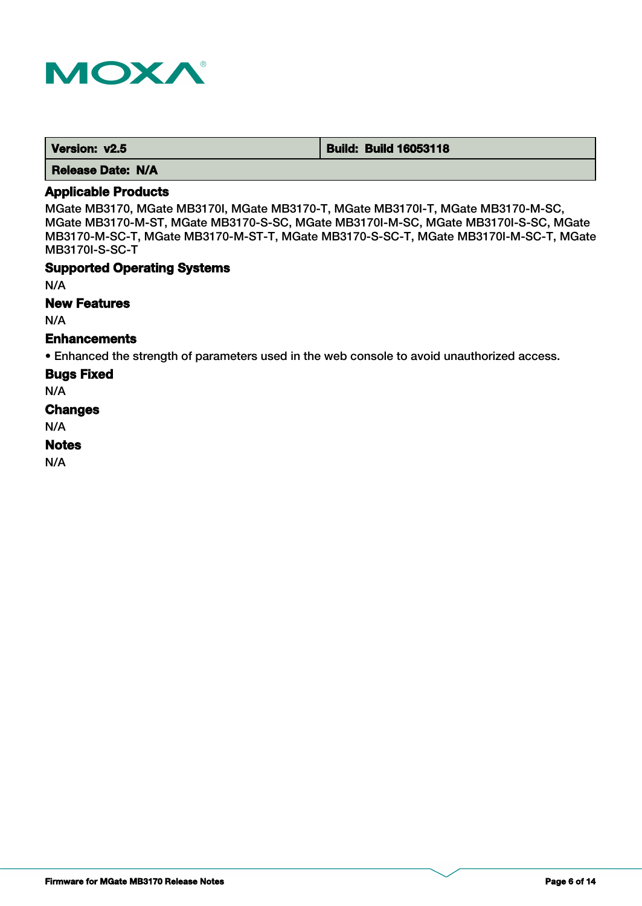| Version: v2.5 | Build: Build 16053118 |
| --- | --- |
| Release Date: N/A | |

### Applicable Products

MGate MB3170, MGate MB3170I, MGate MB3170-T, MGate MB3170I-T, MGate MB3170-M-SC, MGate MB3170-M-ST, MGate MB3170-S-SC, MGate MB3170I-M-SC, MGate MB3170I-S-SC, MGate MB3170-M-SC-T, MGate MB3170-M-ST-T, MGate MB3170-S-SC-T, MGate MB3170I-M-SC-T, MGate MB3170I-S-SC-T

### Supported Operating Systems

N/A

### New Features

N/A

### Enhancements

- Enhanced the strength of parameters used in the web console to avoid unauthorized access.

### Bugs Fixed

N/A

### Changes

N/A

### Notes

N/A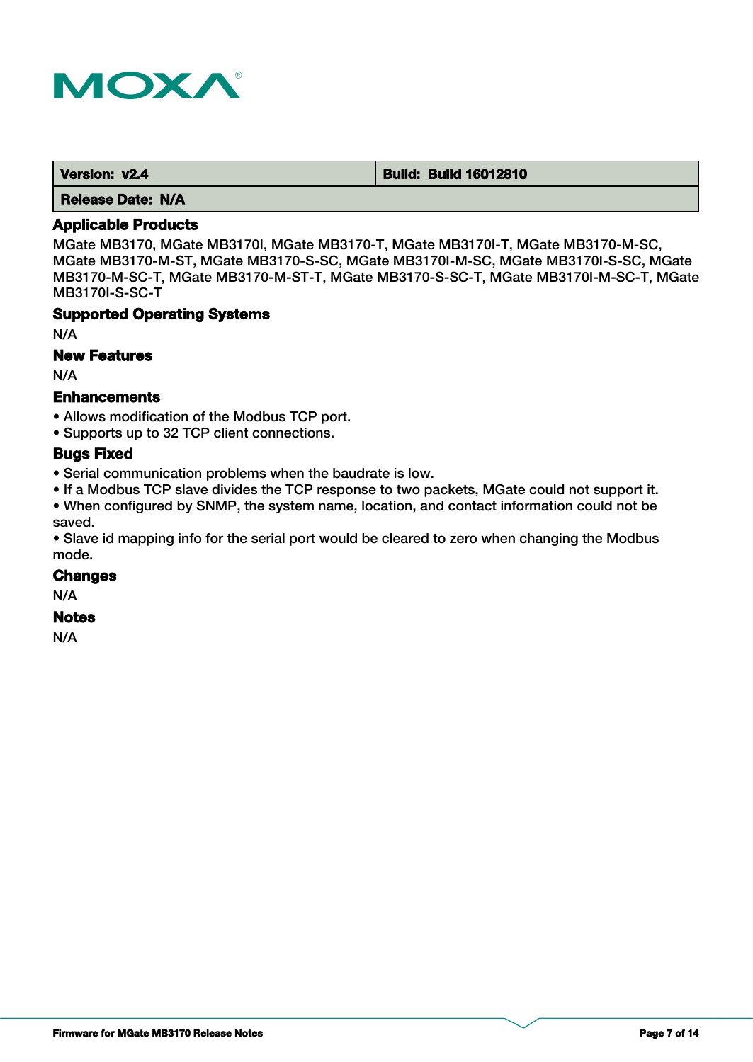| Version: v2.4 | Build: Build 16012810 |
| --- | --- |
| Release Date: N/A | |

### Applicable Products

MGate MB3170, MGate MB3170I, MGate MB3170-T, MGate MB3170I-T, MGate MB3170-M-SC, MGate MB3170-M-ST, MGate MB3170-S-SC, MGate MB3170I-M-SC, MGate MB3170I-S-SC, MGate MB3170-M-SC-T, MGate MB3170-M-ST-T, MGate MB3170-S-SC-T, MGate MB3170I-M-SC-T, MGate MB3170I-S-SC-T

### Supported Operating Systems

N/A

### New Features

N/A

### Enhancements

- Allows modification of the Modbus TCP port.
- Supports up to 32 TCP client connections.

### Bugs Fixed

- Serial communication problems when the baudrate is low.
- If a Modbus TCP slave divides the TCP response to two packets, MGate could not support it.
- When configured by SNMP, the system name, location, and contact information could not be saved.
- Slave id mapping info for the serial port would be cleared to zero when changing the Modbus mode.

### Changes

N/A

### Notes

N/A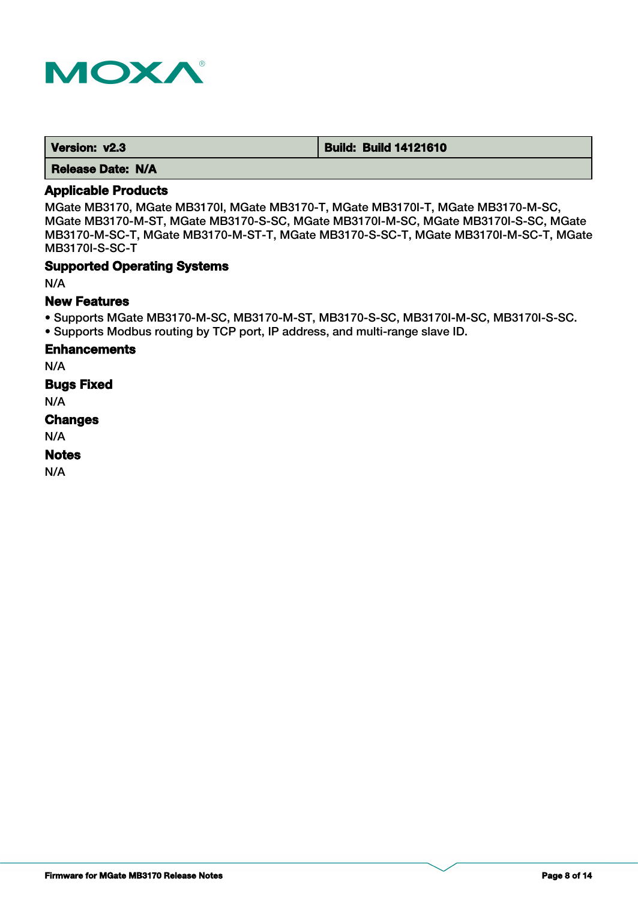| Version: v2.3 | Build: Build 14121610 |
| --- | --- |
| Release Date: N/A | |

## Applicable Products

MGate MB3170, MGate MB3170I, MGate MB3170-T, MGate MB3170I-T, MGate MB3170-M-SC, MGate MB3170-M-ST, MGate MB3170-S-SC, MGate MB3170I-M-SC, MGate MB3170I-S-SC, MGate MB3170-M-SC-T, MGate MB3170-M-ST-T, MGate MB3170-S-SC-T, MGate MB3170I-M-SC-T, MGate MB3170I-S-SC-T

## Supported Operating Systems

N/A

## New Features

- Supports MGate MB3170-M-SC, MB3170-M-ST, MB3170-S-SC, MB3170I-M-SC, MB3170I-S-SC.
- Supports Modbus routing by TCP port, IP address, and multi-range slave ID.

## Enhancements

N/A

## Bugs Fixed

N/A

## Changes

N/A

## Notes

N/A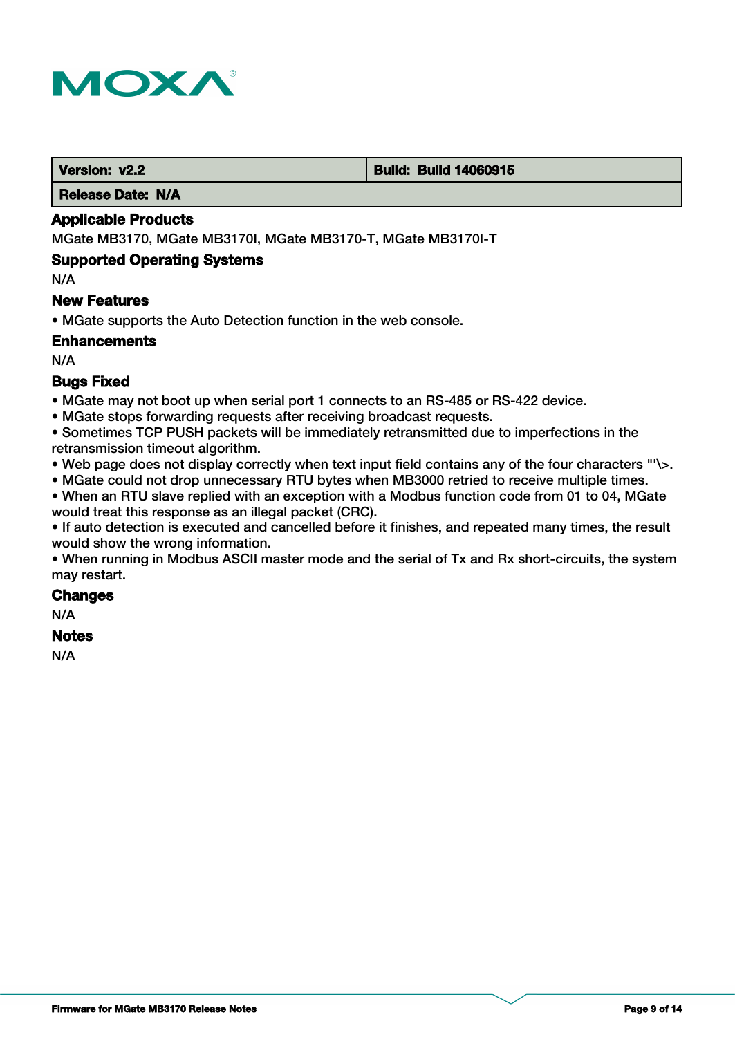| Version: v2.2 | Build: Build 14060915 |
| --- | --- |
| Release Date: N/A | |

### Applicable Products

MGate MB3170, MGate MB3170I, MGate MB3170-T, MGate MB3170I-T

### Supported Operating Systems

N/A

### New Features

- MGate supports the Auto Detection function in the web console.

### Enhancements

N/A

### Bugs Fixed

- MGate may not boot up when serial port 1 connects to an RS-485 or RS-422 device.
- MGate stops forwarding requests after receiving broadcast requests.
- Sometimes TCP PUSH packets will be immediately retransmitted due to imperfections in the retransmission timeout algorithm.
- Web page does not display correctly when text input field contains any of the four characters "'\>.
- MGate could not drop unnecessary RTU bytes when MB3000 retried to receive multiple times.
- When an RTU slave replied with an exception with a Modbus function code from 01 to 04, MGate would treat this response as an illegal packet (CRC).
- If auto detection is executed and cancelled before it finishes, and repeated many times, the result would show the wrong information.
- When running in Modbus ASCII master mode and the serial of Tx and Rx short-circuits, the system may restart.

### Changes

N/A

### Notes

N/A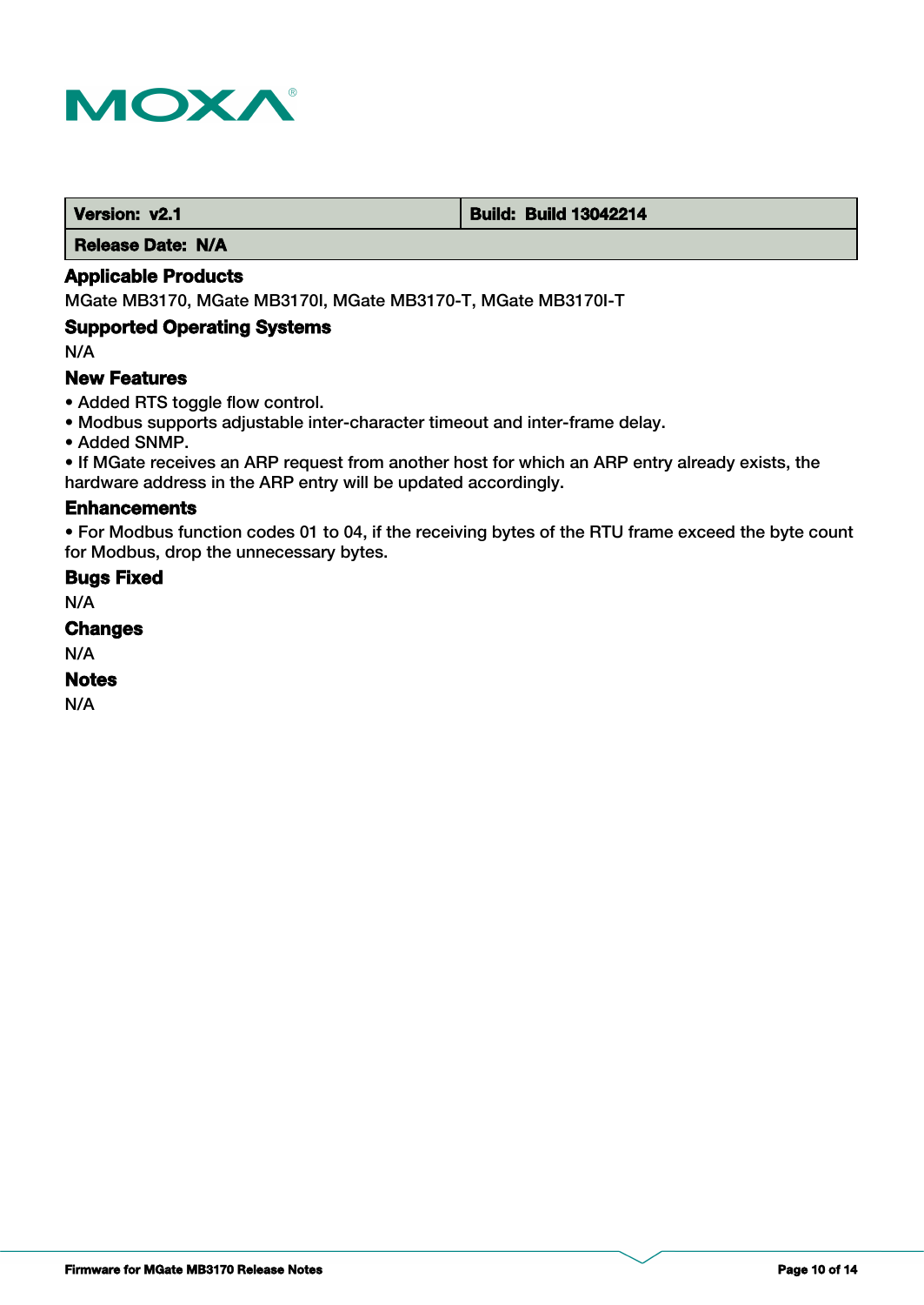| Version: v2.1 | Build: Build 13042214 |
| --- | --- |
| Release Date: N/A | |

### Applicable Products

MGate MB3170, MGate MB3170I, MGate MB3170-T, MGate MB3170I-T

### Supported Operating Systems

N/A

### New Features

- Added RTS toggle flow control.
- Modbus supports adjustable inter-character timeout and inter-frame delay.
- Added SNMP.
- If MGate receives an ARP request from another host for which an ARP entry already exists, the hardware address in the ARP entry will be updated accordingly.

### Enhancements

- For Modbus function codes 01 to 04, if the receiving bytes of the RTU frame exceed the byte count for Modbus, drop the unnecessary bytes.

### Bugs Fixed

N/A

### Changes

N/A

### Notes

N/A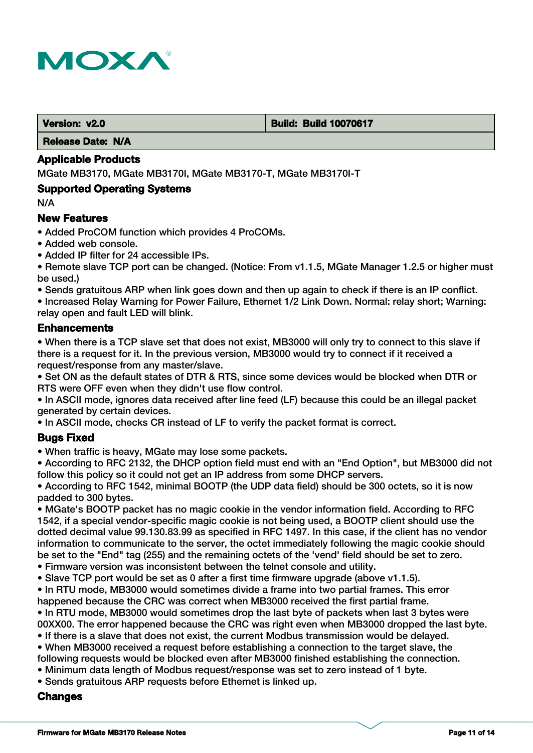| Version: v2.0 | Build: Build 10070617 |
| --- | --- |
| Release Date: N/A | |

### Applicable Products

MGate MB3170, MGate MB3170I, MGate MB3170-T, MGate MB3170I-T

### Supported Operating Systems

N/A

### New Features

- Added ProCOM function which provides 4 ProCOMs.
- Added web console.
- Added IP filter for 24 accessible IPs.
- Remote slave TCP port can be changed. (Notice: From v1.1.5, MGate Manager 1.2.5 or higher must be used.)
- Sends gratuitous ARP when link goes down and then up again to check if there is an IP conflict.
- Increased Relay Warning for Power Failure, Ethernet 1/2 Link Down. Normal: relay short; Warning: relay open and fault LED will blink.

### Enhancements

- When there is a TCP slave set that does not exist, MB3000 will only try to connect to this slave if there is a request for it. In the previous version, MB3000 would try to connect if it received a request/response from any master/slave.
- Set ON as the default states of DTR & RTS, since some devices would be blocked when DTR or RTS were OFF even when they didn't use flow control.
- In ASCII mode, ignores data received after line feed (LF) because this could be an illegal packet generated by certain devices.
- In ASCII mode, checks CR instead of LF to verify the packet format is correct.

### Bugs Fixed

- When traffic is heavy, MGate may lose some packets.
- According to RFC 2132, the DHCP option field must end with an "End Option", but MB3000 did not follow this policy so it could not get an IP address from some DHCP servers.
- According to RFC 1542, minimal BOOTP (the UDP data field) should be 300 octets, so it is now padded to 300 bytes.
- MGate's BOOTP packet has no magic cookie in the vendor information field. According to RFC 1542, if a special vendor-specific magic cookie is not being used, a BOOTP client should use the dotted decimal value 99.130.83.99 as specified in RFC 1497. In this case, if the client has no vendor information to communicate to the server, the octet immediately following the magic cookie should be set to the "End" tag (255) and the remaining octets of the 'vend' field should be set to zero.
- Firmware version was inconsistent between the telnet console and utility.
- Slave TCP port would be set as 0 after a first time firmware upgrade (above v1.1.5).
- In RTU mode, MB3000 would sometimes divide a frame into two partial frames. This error happened because the CRC was correct when MB3000 received the first partial frame.
- In RTU mode, MB3000 would sometimes drop the last byte of packets when last 3 bytes were 00XX00. The error happened because the CRC was right even when MB3000 dropped the last byte.
- If there is a slave that does not exist, the current Modbus transmission would be delayed.
- When MB3000 received a request before establishing a connection to the target slave, the following requests would be blocked even after MB3000 finished establishing the connection.
- Minimum data length of Modbus request/response was set to zero instead of 1 byte.
- Sends gratuitous ARP requests before Ethernet is linked up.

### Changes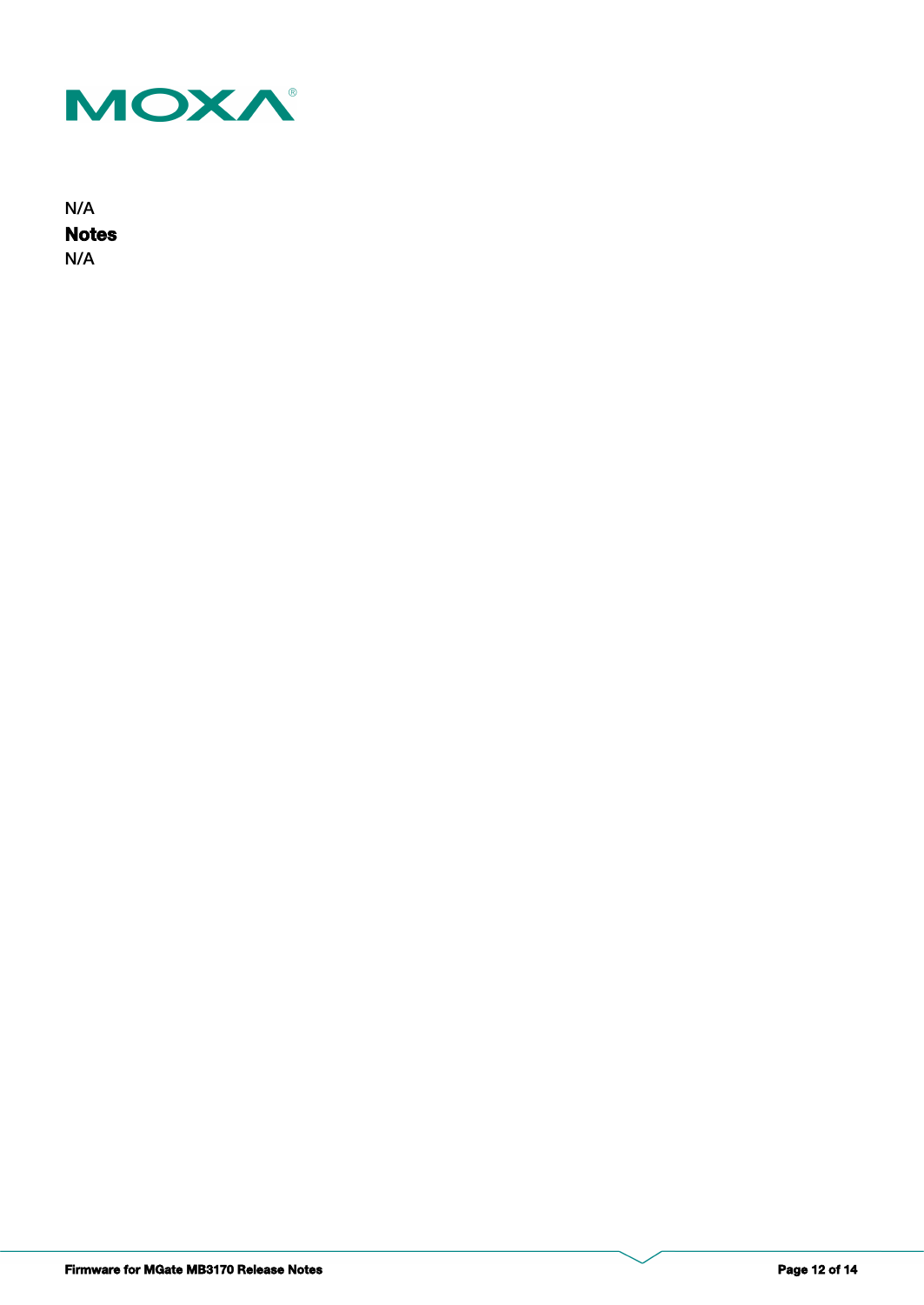N/A

**Notes**

N/A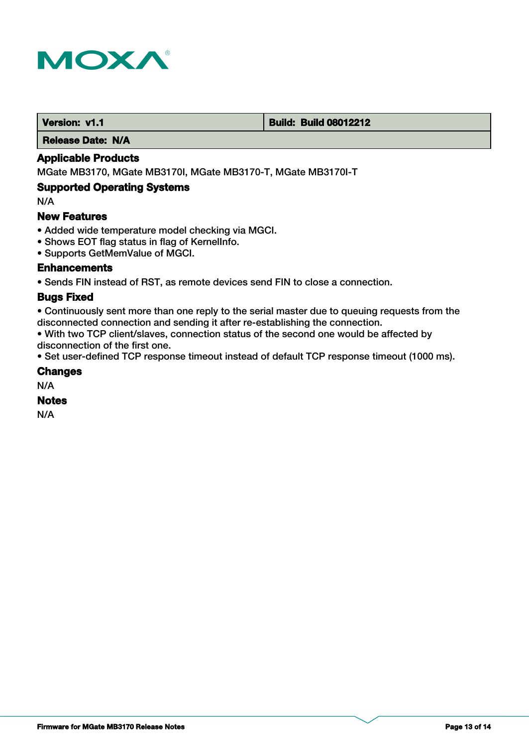| Version: v1.1 | Build: Build 08012212 |
| --- | --- |
| Release Date: N/A | |

### Applicable Products

MGate MB3170, MGate MB3170I, MGate MB3170-T, MGate MB3170I-T

### Supported Operating Systems

N/A

### New Features

- Added wide temperature model checking via MGCI.
- Shows EOT flag status in flag of KernelInfo.
- Supports GetMemValue of MGCI.

### Enhancements

- Sends FIN instead of RST, as remote devices send FIN to close a connection.

### Bugs Fixed

- Continuously sent more than one reply to the serial master due to queuing requests from the disconnected connection and sending it after re-establishing the connection.
- With two TCP client/slaves, connection status of the second one would be affected by disconnection of the first one.
- Set user-defined TCP response timeout instead of default TCP response timeout (1000 ms).

### Changes

N/A

### Notes

N/A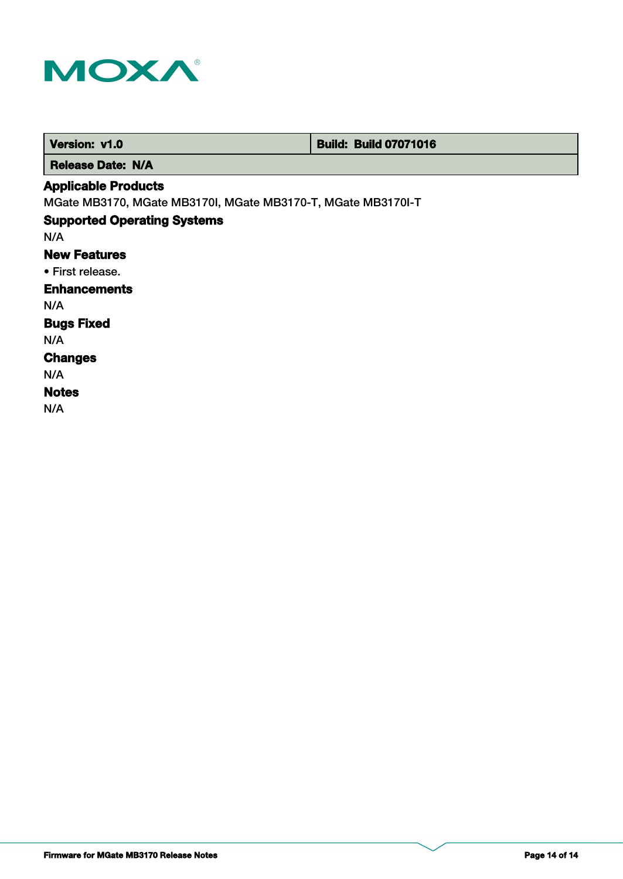| Version: v1.0 | Build: Build 07071016 |
| --- | --- |
| Release Date: N/A | |

### Applicable Products

MGate MB3170, MGate MB3170I, MGate MB3170-T, MGate MB3170I-T

### Supported Operating Systems

N/A

### New Features

- First release.

### Enhancements

N/A

### Bugs Fixed

N/A

### Changes

N/A

### Notes

N/A